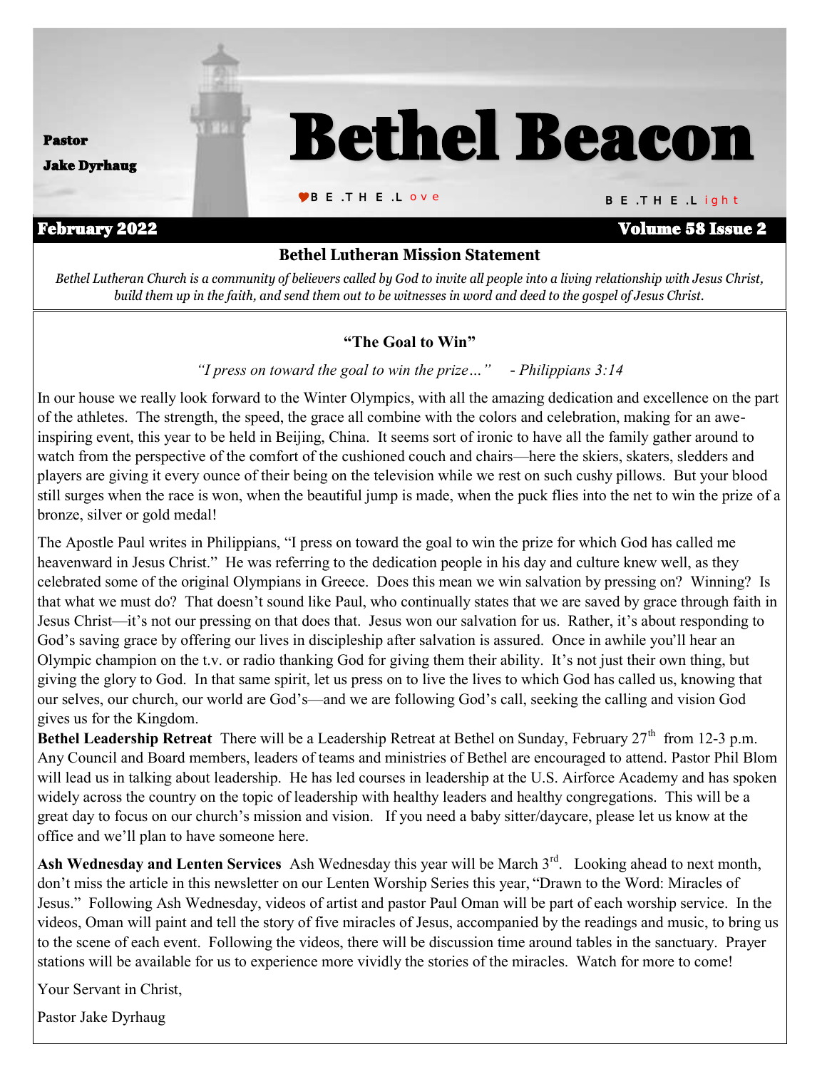Pastor

Jake Dyrhaug

# Bethel Beacon

B E .T H E .L ove

B E .T H E .L ight

**February 2022** **Volume 58 Issue 2**

### Bethel Lutheran Mission Statement

*Bethel Lutheran Church is a community of believers called by God to invite all people into a living relationship with Jesus Christ, build them up in the faith, and send them out to be witnesses in word and deed to the gospel of Jesus Christ.*

### "The Goal to Win"

*"I press on toward the goal to win the prize…"   - Philippians 3:14*

In our house we really look forward to the Winter Olympics, with all the amazing dedication and excellence on the part of the athletes. The strength, the speed, the grace all combine with the colors and celebration, making for an awe-inspiring event, this year to be held in Beijing, China. It seems sort of ironic to have all the family gather around to watch from the perspective of the comfort of the cushioned couch and chairs—here the skiers, skaters, sledders and players are giving it every ounce of their being on the television while we rest on such cushy pillows. But your blood still surges when the race is won, when the beautiful jump is made, when the puck flies into the net to win the prize of a bronze, silver or gold medal!

The Apostle Paul writes in Philippians, "I press on toward the goal to win the prize for which God has called me heavenward in Jesus Christ." He was referring to the dedication people in his day and culture knew well, as they celebrated some of the original Olympians in Greece. Does this mean we win salvation by pressing on? Winning? Is that what we must do? That doesn't sound like Paul, who continually states that we are saved by grace through faith in Jesus Christ—it's not our pressing on that does that. Jesus won our salvation for us. Rather, it's about responding to God's saving grace by offering our lives in discipleship after salvation is assured. Once in awhile you'll hear an Olympic champion on the t.v. or radio thanking God for giving them their ability. It's not just their own thing, but giving the glory to God. In that same spirit, let us press on to live the lives to which God has called us, knowing that our selves, our church, our world are God's—and we are following God's call, seeking the calling and vision God gives us for the Kingdom.

**Bethel Leadership Retreat** There will be a Leadership Retreat at Bethel on Sunday, February 27th from 12-3 p.m. Any Council and Board members, leaders of teams and ministries of Bethel are encouraged to attend. Pastor Phil Blom will lead us in talking about leadership. He has led courses in leadership at the U.S. Airforce Academy and has spoken widely across the country on the topic of leadership with healthy leaders and healthy congregations. This will be a great day to focus on our church's mission and vision. If you need a baby sitter/daycare, please let us know at the office and we'll plan to have someone here.

**Ash Wednesday and Lenten Services** Ash Wednesday this year will be March 3rd. Looking ahead to next month, don't miss the article in this newsletter on our Lenten Worship Series this year, "Drawn to the Word: Miracles of Jesus." Following Ash Wednesday, videos of artist and pastor Paul Oman will be part of each worship service. In the videos, Oman will paint and tell the story of five miracles of Jesus, accompanied by the readings and music, to bring us to the scene of each event. Following the videos, there will be discussion time around tables in the sanctuary. Prayer stations will be available for us to experience more vividly the stories of the miracles. Watch for more to come!

Your Servant in Christ,

Pastor Jake Dyrhaug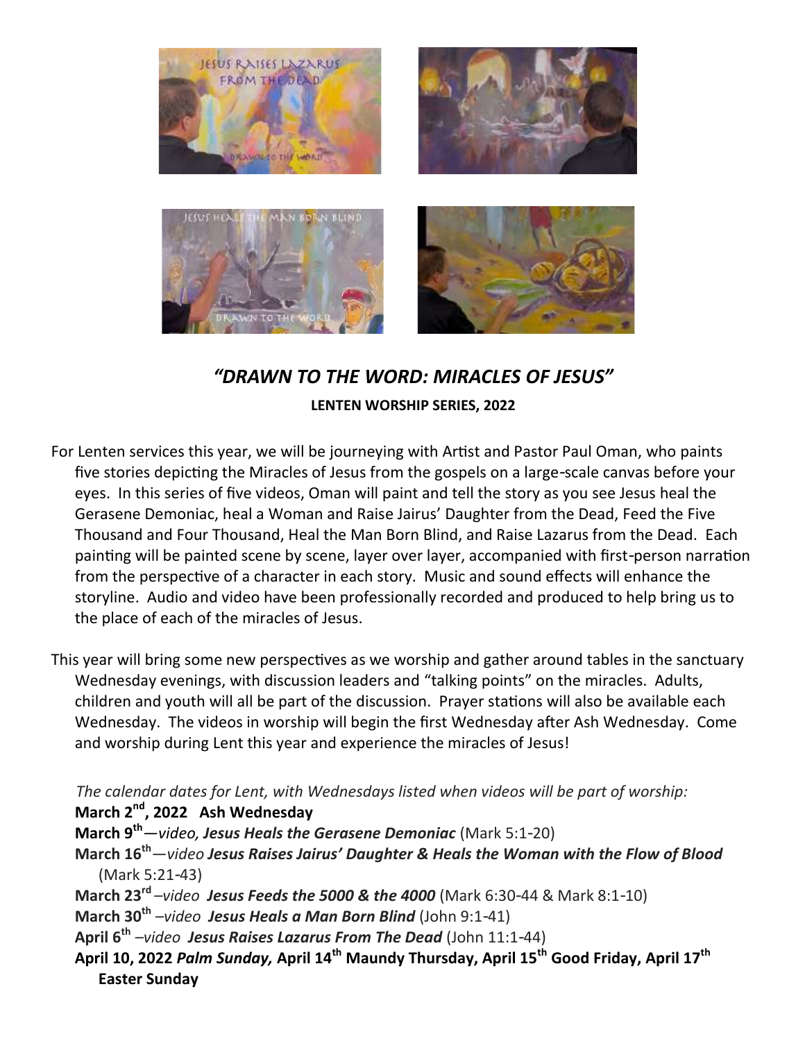## *"DRAWN TO THE WORD: MIRACLES OF JESUS"*

**LENTEN WORSHIP SERIES, 2022**

For Lenten services this year, we will be journeying with Artist and Pastor Paul Oman, who paints five stories depicting the Miracles of Jesus from the gospels on a large-scale canvas before your eyes. In this series of five videos, Oman will paint and tell the story as you see Jesus heal the Gerasene Demoniac, heal a Woman and Raise Jairus' Daughter from the Dead, Feed the Five Thousand and Four Thousand, Heal the Man Born Blind, and Raise Lazarus from the Dead. Each painting will be painted scene by scene, layer over layer, accompanied with first-person narration from the perspective of a character in each story. Music and sound effects will enhance the storyline. Audio and video have been professionally recorded and produced to help bring us to the place of each of the miracles of Jesus.

This year will bring some new perspectives as we worship and gather around tables in the sanctuary Wednesday evenings, with discussion leaders and "talking points" on the miracles. Adults, children and youth will all be part of the discussion. Prayer stations will also be available each Wednesday. The videos in worship will begin the first Wednesday after Ash Wednesday. Come and worship during Lent this year and experience the miracles of Jesus!

*The calendar dates for Lent, with Wednesdays listed when videos will be part of worship:*

**March 2nd, 2022 Ash Wednesday**
**March 9th**—*video,* ***Jesus Heals the Gerasene Demoniac*** (Mark 5:1-20)
**March 16th**—*video* ***Jesus Raises Jairus' Daughter & Heals the Woman with the Flow of Blood*** (Mark 5:21-43)
**March 23rd** –*video* ***Jesus Feeds the 5000 & the 4000*** (Mark 6:30-44 & Mark 8:1-10)
**March 30th** –*video* ***Jesus Heals a Man Born Blind*** (John 9:1-41)
**April 6th** –*video* ***Jesus Raises Lazarus From The Dead*** (John 11:1-44)
**April 10, 2022 *Palm Sunday,* April 14th Maundy Thursday, April 15th Good Friday, April 17th Easter Sunday**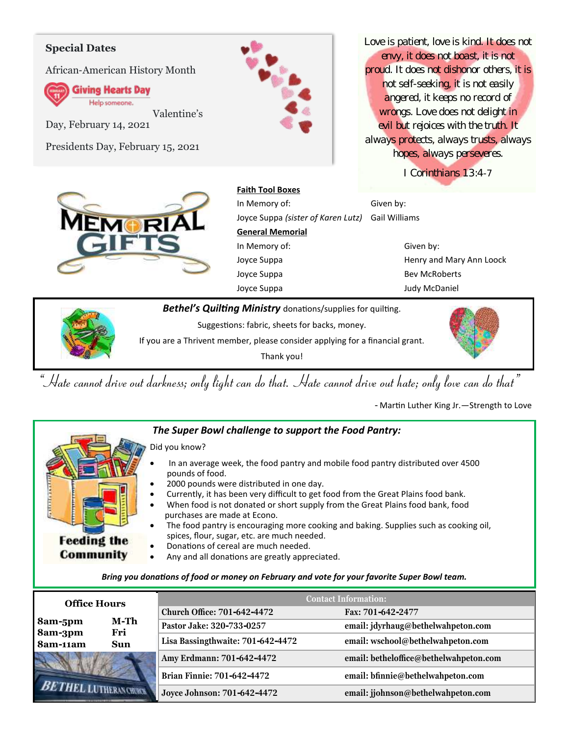## Special Dates

African-American History Month

Giving Hearts Day — Help someone.

Valentine's Day, February 14, 2021

Presidents Day, February 15, 2021

Love is patient, love is kind. It does not envy, it does not boast, it is not proud. It does not dishonor others, it is not self-seeking, it is not easily angered, it keeps no record of wrongs. Love does not delight in evil but rejoices with the truth. It always protects, always trusts, always hopes, always perseveres.

I Corinthians 13:4-7

## MEMORIAL GIFTS

**Faith Tool Boxes**

| In Memory of: | Given by: |
|---|---|
| Joyce Suppa *(sister of Karen Lutz)* | Gail Williams |

**General Memorial**

| In Memory of: | Given by: |
|---|---|
| Joyce Suppa | Henry and Mary Ann Loock |
| Joyce Suppa | Bev McRoberts |
| Joyce Suppa | Judy McDaniel |

***Bethel's Quilting Ministry*** donations/supplies for quilting.

Suggestions: fabric, sheets for backs, money.

If you are a Thrivent member, please consider applying for a financial grant.

Thank you!

*"Hate cannot drive out darkness; only light can do that. Hate cannot drive out hate; only love can do that"*

- Martin Luther King Jr.—Strength to Love

### *The Super Bowl challenge to support the Food Pantry:*

Feeding the Community

Did you know?

- In an average week, the food pantry and mobile food pantry distributed over 4500 pounds of food.
- 2000 pounds were distributed in one day.
- Currently, it has been very difficult to get food from the Great Plains food bank.
- When food is not donated or short supply from the Great Plains food bank, food purchases are made at Econo.
- The food pantry is encouraging more cooking and baking. Supplies such as cooking oil, spices, flour, sugar, etc. are much needed.
- Donations of cereal are much needed.
- Any and all donations are greatly appreciated.

***Bring you donations of food or money on February and vote for your favorite Super Bowl team.***

**Office Hours**

| | |
|---|---|
| **8am-5pm** | **M-Th** |
| **8am-3pm** | **Fri** |
| **8am-11am** | **Sun** |

BETHEL LUTHERAN CHURCH

| Contact Information: | |
|---|---|
| **Church Office: 701-642-4472** | **Fax: 701-642-2477** |
| **Pastor Jake: 320-733-0257** | **email: jdyrhaug@bethelwahpeton.com** |
| **Lisa Bassingthwaite: 701-642-4472** | **email: wschool@bethelwahpeton.com** |
| **Amy Erdmann: 701-642-4472** | **email: betheloffice@bethelwahpeton.com** |
| **Brian Finnie: 701-642-4472** | **email: bfinnie@bethelwahpeton.com** |
| **Joyce Johnson: 701-642-4472** | **email: jjohnson@bethelwahpeton.com** |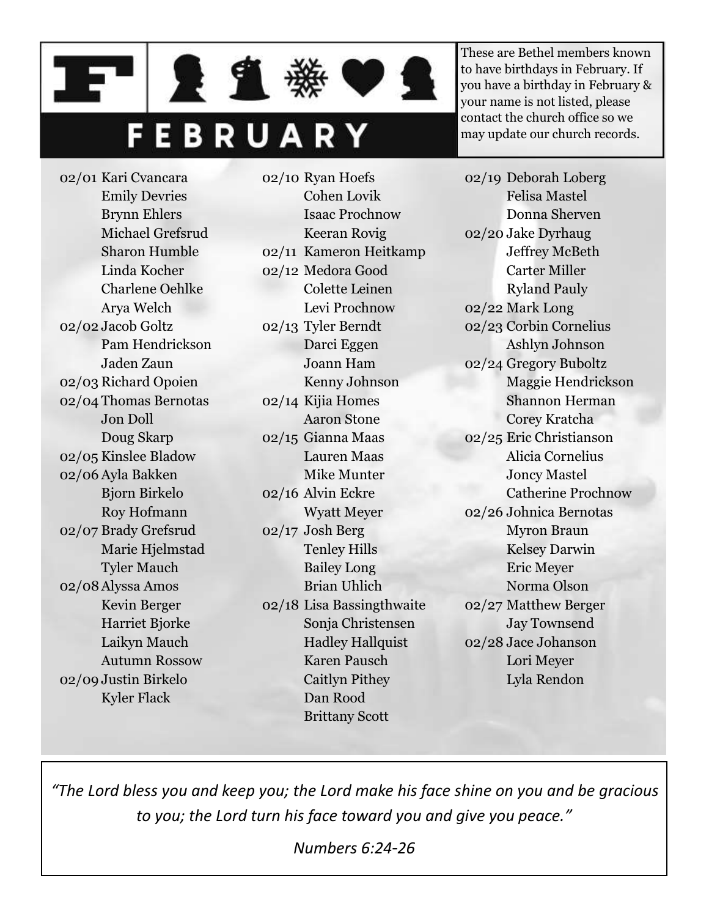# FEBRUARY

These are Bethel members known to have birthdays in February. If you have a birthday in February & your name is not listed, please contact the church office so we may update our church records.

02/01 Kari Cvancara
Emily Devries
Brynn Ehlers
Michael Grefsrud
Sharon Humble
Linda Kocher
Charlene Oehlke
Arya Welch

02/02 Jacob Goltz
Pam Hendrickson
Jaden Zaun

02/03 Richard Opoien

02/04 Thomas Bernotas
Jon Doll
Doug Skarp

02/05 Kinslee Bladow

02/06 Ayla Bakken
Bjorn Birkelo
Roy Hofmann

02/07 Brady Grefsrud
Marie Hjelmstad
Tyler Mauch

02/08 Alyssa Amos
Kevin Berger
Harriet Bjorke
Laikyn Mauch
Autumn Rossow

02/09 Justin Birkelo
Kyler Flack

02/10 Ryan Hoefs
Cohen Lovik
Isaac Prochnow
Keeran Rovig

02/11 Kameron Heitkamp

02/12 Medora Good
Colette Leinen
Levi Prochnow

02/13 Tyler Berndt
Darci Eggen
Joann Ham
Kenny Johnson

02/14 Kijia Homes
Aaron Stone

02/15 Gianna Maas
Lauren Maas
Mike Munter

02/16 Alvin Eckre
Wyatt Meyer

02/17 Josh Berg
Tenley Hills
Bailey Long
Brian Uhlich

02/18 Lisa Bassingthwaite
Sonja Christensen
Hadley Hallquist
Karen Pausch
Caitlyn Pithey
Dan Rood
Brittany Scott

02/19 Deborah Loberg
Felisa Mastel
Donna Sherven

02/20 Jake Dyrhaug
Jeffrey McBeth
Carter Miller
Ryland Pauly

02/22 Mark Long

02/23 Corbin Cornelius
Ashlyn Johnson

02/24 Gregory Buboltz
Maggie Hendrickson
Shannon Herman
Corey Kratcha

02/25 Eric Christianson
Alicia Cornelius
Joncy Mastel
Catherine Prochnow

02/26 Johnica Bernotas
Myron Braun
Kelsey Darwin
Eric Meyer
Norma Olson

02/27 Matthew Berger
Jay Townsend

02/28 Jace Johanson
Lori Meyer
Lyla Rendon

*"The Lord bless you and keep you; the Lord make his face shine on you and be gracious to you; the Lord turn his face toward you and give you peace."*

*Numbers 6:24-26*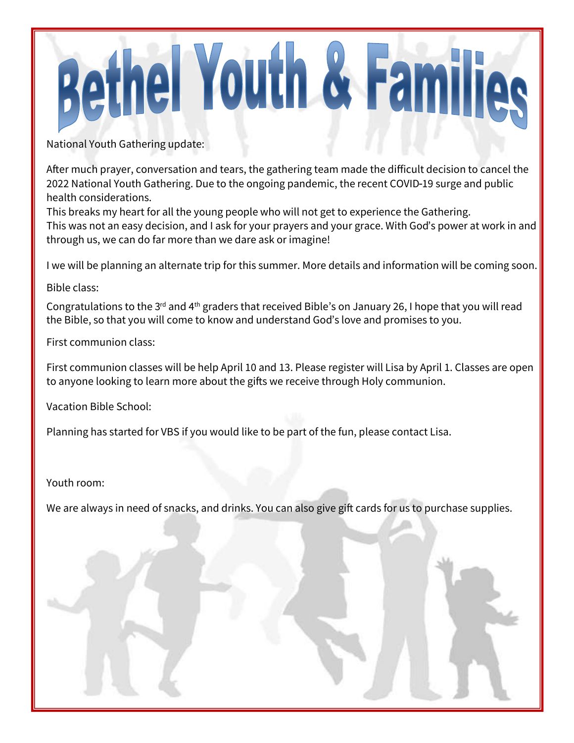# Bethel Youth & Families

National Youth Gathering update:

After much prayer, conversation and tears, the gathering team made the difficult decision to cancel the 2022 National Youth Gathering. Due to the ongoing pandemic, the recent COVID-19 surge and public health considerations.
This breaks my heart for all the young people who will not get to experience the Gathering.
This was not an easy decision, and I ask for your prayers and your grace. With God's power at work in and through us, we can do far more than we dare ask or imagine!

I we will be planning an alternate trip for this summer. More details and information will be coming soon.

Bible class:

Congratulations to the 3rd and 4th graders that received Bible's on January 26, I hope that you will read the Bible, so that you will come to know and understand God's love and promises to you.

First communion class:

First communion classes will be help April 10 and 13. Please register will Lisa by April 1. Classes are open to anyone looking to learn more about the gifts we receive through Holy communion.

Vacation Bible School:

Planning has started for VBS if you would like to be part of the fun, please contact Lisa.

Youth room:

We are always in need of snacks, and drinks. You can also give gift cards for us to purchase supplies.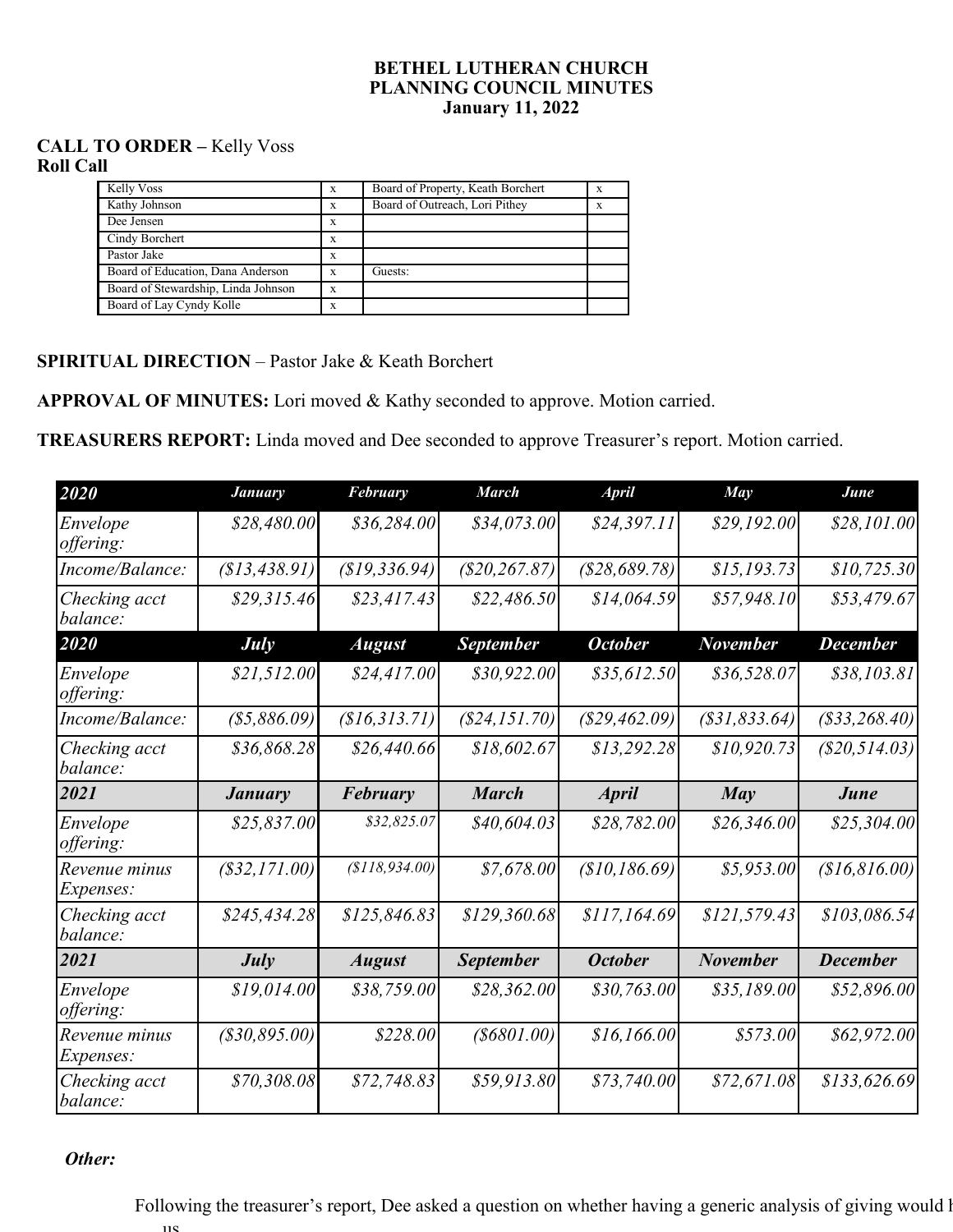# BETHEL LUTHERAN CHURCH
# PLANNING COUNCIL MINUTES
# January 11, 2022

**CALL TO ORDER –** Kelly Voss
**Roll Call**

| | | | |
|---|---|---|---|
| Kelly Voss | x | Board of Property, Keath Borchert | x |
| Kathy Johnson | x | Board of Outreach, Lori Pithey | x |
| Dee Jensen | x | | |
| Cindy Borchert | x | | |
| Pastor Jake | x | | |
| Board of Education, Dana Anderson | x | Guests: | |
| Board of Stewardship, Linda Johnson | x | | |
| Board of Lay Cyndy Kolle | x | | |

**SPIRITUAL DIRECTION** – Pastor Jake & Keath Borchert

**APPROVAL OF MINUTES:** Lori moved & Kathy seconded to approve. Motion carried.

**TREASURERS REPORT:** Linda moved and Dee seconded to approve Treasurer's report. Motion carried.

| *2020* | *January* | *February* | *March* | *April* | *May* | *June* |
|---|---|---|---|---|---|---|
| *Envelope offering:* | *$28,480.00* | *$36,284.00* | *$34,073.00* | *$24,397.11* | *$29,192.00* | *$28,101.00* |
| *Income/Balance:* | *($13,438.91)* | *($19,336.94)* | *($20,267.87)* | *($28,689.78)* | *$15,193.73* | *$10,725.30* |
| *Checking acct balance:* | *$29,315.46* | *$23,417.43* | *$22,486.50* | *$14,064.59* | *$57,948.10* | *$53,479.67* |
| ***2020*** | ***July*** | ***August*** | ***September*** | ***October*** | ***November*** | ***December*** |
| *Envelope offering:* | *$21,512.00* | *$24,417.00* | *$30,922.00* | *$35,612.50* | *$36,528.07* | *$38,103.81* |
| *Income/Balance:* | *($5,886.09)* | *($16,313.71)* | *($24,151.70)* | *($29,462.09)* | *($31,833.64)* | *($33,268.40)* |
| *Checking acct balance:* | *$36,868.28* | *$26,440.66* | *$18,602.67* | *$13,292.28* | *$10,920.73* | *($20,514.03)* |
| ***2021*** | ***January*** | ***February*** | ***March*** | ***April*** | ***May*** | ***June*** |
| *Envelope offering:* | *$25,837.00* | *$32,825.07* | *$40,604.03* | *$28,782.00* | *$26,346.00* | *$25,304.00* |
| *Revenue minus Expenses:* | *($32,171.00)* | *($118,934.00)* | *$7,678.00* | *($10,186.69)* | *$5,953.00* | *($16,816.00)* |
| *Checking acct balance:* | *$245,434.28* | *$125,846.83* | *$129,360.68* | *$117,164.69* | *$121,579.43* | *$103,086.54* |
| ***2021*** | ***July*** | ***August*** | ***September*** | ***October*** | ***November*** | ***December*** |
| *Envelope offering:* | *$19,014.00* | *$38,759.00* | *$28,362.00* | *$30,763.00* | *$35,189.00* | *$52,896.00* |
| *Revenue minus Expenses:* | *($30,895.00)* | *$228.00* | *($6801.00)* | *$16,166.00* | *$573.00* | *$62,972.00* |
| *Checking acct balance:* | *$70,308.08* | *$72,748.83* | *$59,913.80* | *$73,740.00* | *$72,671.08* | *$133,626.69* |

***Other:***

Following the treasurer's report, Dee asked a question on whether having a generic analysis of giving would b
us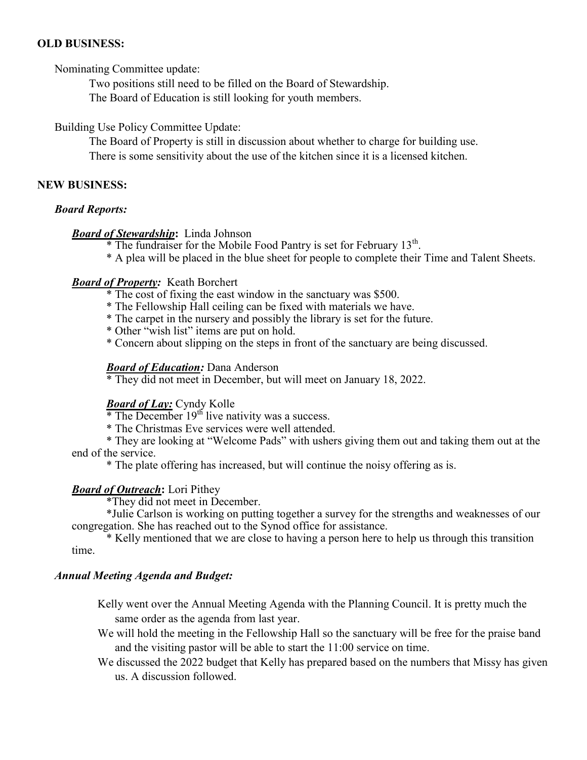**OLD BUSINESS:**

Nominating Committee update:

Two positions still need to be filled on the Board of Stewardship.
The Board of Education is still looking for youth members.

Building Use Policy Committee Update:

The Board of Property is still in discussion about whether to charge for building use.
There is some sensitivity about the use of the kitchen since it is a licensed kitchen.

**NEW BUSINESS:**

***Board Reports:***

***Board of Stewardship*:** Linda Johnson

* The fundraiser for the Mobile Food Pantry is set for February 13th.
* A plea will be placed in the blue sheet for people to complete their Time and Talent Sheets.

***Board of Property:*** Keath Borchert

* The cost of fixing the east window in the sanctuary was $500.
* The Fellowship Hall ceiling can be fixed with materials we have.
* The carpet in the nursery and possibly the library is set for the future.
* Other "wish list" items are put on hold.
* Concern about slipping on the steps in front of the sanctuary are being discussed.

***Board of Education:*** Dana Anderson

* They did not meet in December, but will meet on January 18, 2022.

***Board of Lay:*** Cyndy Kolle

* The December 19th live nativity was a success.
* The Christmas Eve services were well attended.
* They are looking at "Welcome Pads" with ushers giving them out and taking them out at the end of the service.
* The plate offering has increased, but will continue the noisy offering as is.

***Board of Outreach*:** Lori Pithey

*They did not meet in December.

*Julie Carlson is working on putting together a survey for the strengths and weaknesses of our congregation. She has reached out to the Synod office for assistance.

* Kelly mentioned that we are close to having a person here to help us through this transition time.

***Annual Meeting Agenda and Budget:***

Kelly went over the Annual Meeting Agenda with the Planning Council. It is pretty much the same order as the agenda from last year.

We will hold the meeting in the Fellowship Hall so the sanctuary will be free for the praise band and the visiting pastor will be able to start the 11:00 service on time.

We discussed the 2022 budget that Kelly has prepared based on the numbers that Missy has given us. A discussion followed.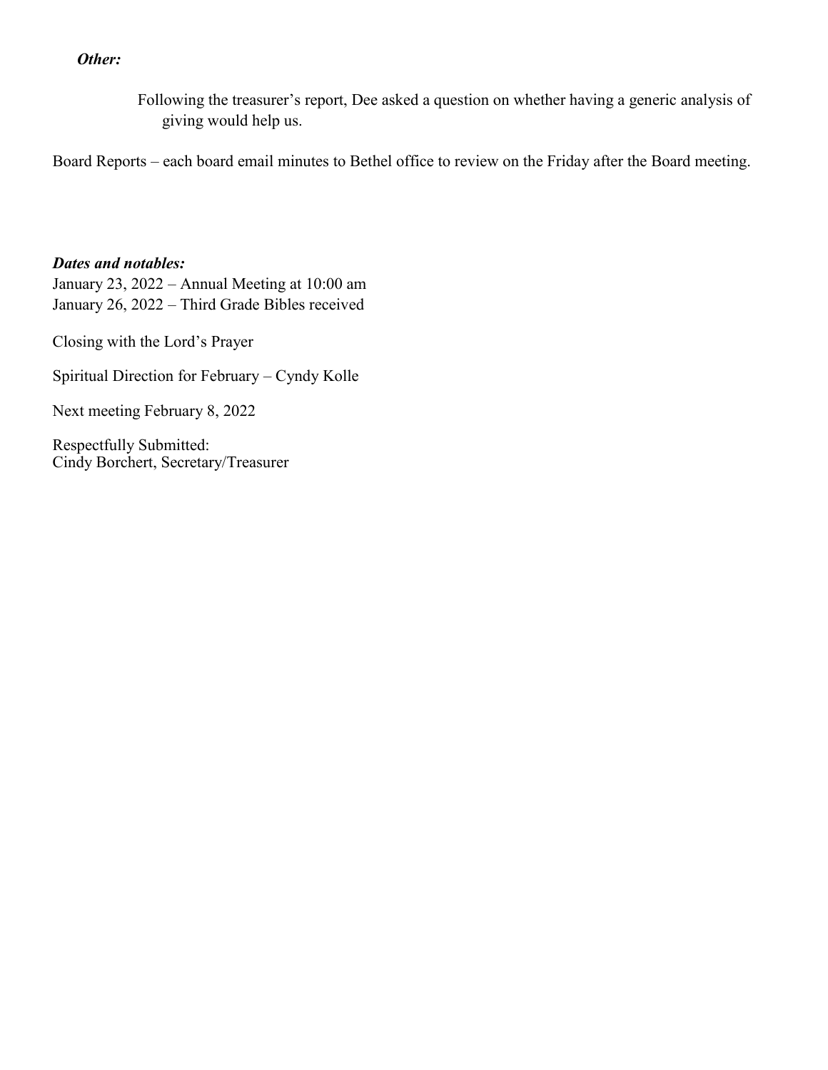***Other:***

Following the treasurer's report, Dee asked a question on whether having a generic analysis of giving would help us.

Board Reports – each board email minutes to Bethel office to review on the Friday after the Board meeting.

***Dates and notables:***

January 23, 2022 – Annual Meeting at 10:00 am
January 26, 2022 – Third Grade Bibles received

Closing with the Lord's Prayer

Spiritual Direction for February – Cyndy Kolle

Next meeting February 8, 2022

Respectfully Submitted:
Cindy Borchert, Secretary/Treasurer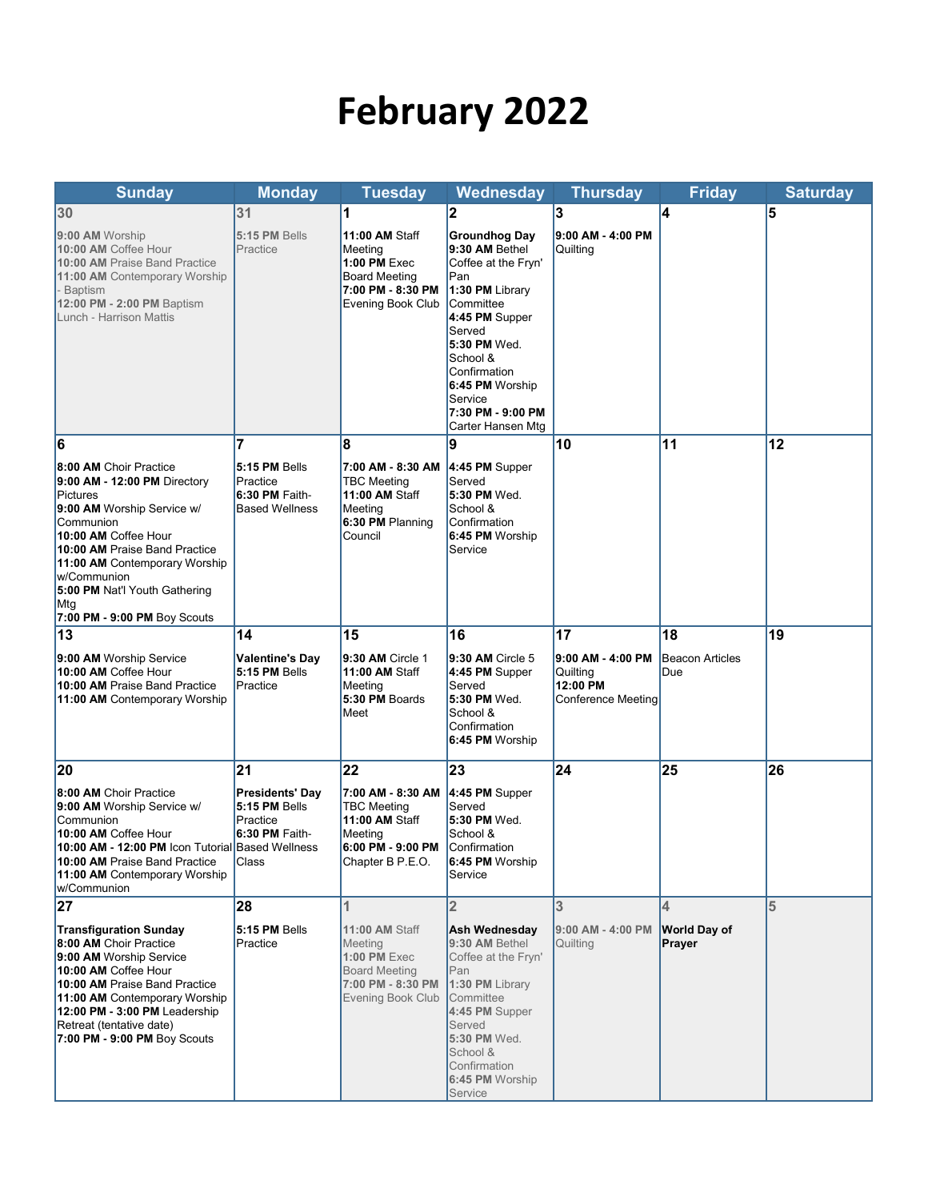# February 2022

| Sunday | Monday | Tuesday | Wednesday | Thursday | Friday | Saturday |
|---|---|---|---|---|---|---|
| **30**<br>**9:00 AM** Worship<br>**10:00 AM** Coffee Hour<br>**10:00 AM** Praise Band Practice<br>**11:00 AM** Contemporary Worship - Baptism<br>**12:00 PM - 2:00 PM** Baptism Lunch - Harrison Mattis | **31**<br>**5:15 PM** Bells Practice | **1**<br>**11:00 AM** Staff Meeting<br>**1:00 PM** Exec Board Meeting<br>**7:00 PM - 8:30 PM** Evening Book Club | **2**<br>**Groundhog Day**<br>**9:30 AM** Bethel Coffee at the Fryn' Pan<br>**1:30 PM** Library Committee<br>**4:45 PM** Supper Served<br>**5:30 PM** Wed. School & Confirmation<br>**6:45 PM** Worship Service<br>**7:30 PM - 9:00 PM** Carter Hansen Mtg | **3**<br>**9:00 AM - 4:00 PM** Quilting | **4** | **5** |
| **6**<br>**8:00 AM** Choir Practice<br>**9:00 AM - 12:00 PM** Directory Pictures<br>**9:00 AM** Worship Service w/ Communion<br>**10:00 AM** Coffee Hour<br>**10:00 AM** Praise Band Practice<br>**11:00 AM** Contemporary Worship w/Communion<br>**5:00 PM** Nat'l Youth Gathering Mtg<br>**7:00 PM - 9:00 PM** Boy Scouts | **7**<br>**5:15 PM** Bells Practice<br>**6:30 PM** Faith-Based Wellness | **8**<br>**7:00 AM - 8:30 AM** TBC Meeting<br>**11:00 AM** Staff Meeting<br>**6:30 PM** Planning Council | **9**<br>**4:45 PM** Supper Served<br>**5:30 PM** Wed. School & Confirmation<br>**6:45 PM** Worship Service | **10** | **11** | **12** |
| **13**<br>**9:00 AM** Worship Service<br>**10:00 AM** Coffee Hour<br>**10:00 AM** Praise Band Practice<br>**11:00 AM** Contemporary Worship | **14**<br>**Valentine's Day**<br>**5:15 PM** Bells Practice | **15**<br>**9:30 AM** Circle 1<br>**11:00 AM** Staff Meeting<br>**5:30 PM** Boards Meet | **16**<br>**9:30 AM** Circle 5<br>**4:45 PM** Supper Served<br>**5:30 PM** Wed. School & Confirmation<br>**6:45 PM** Worship | **17**<br>**9:00 AM - 4:00 PM** Quilting<br>**12:00 PM** Conference Meeting | **18**<br>Beacon Articles Due | **19** |
| **20**<br>**8:00 AM** Choir Practice<br>**9:00 AM** Worship Service w/ Communion<br>**10:00 AM** Coffee Hour<br>**10:00 AM - 12:00 PM** Icon Tutorial<br>**10:00 AM** Praise Band Practice<br>**11:00 AM** Contemporary Worship w/Communion | **21**<br>**Presidents' Day**<br>**5:15 PM** Bells Practice<br>**6:30 PM** Faith-Based Wellness Class | **22**<br>**7:00 AM - 8:30 AM** TBC Meeting<br>**11:00 AM** Staff Meeting<br>**6:00 PM - 9:00 PM** Chapter B P.E.O. | **23**<br>**4:45 PM** Supper Served<br>**5:30 PM** Wed. School & Confirmation<br>**6:45 PM** Worship Service | **24** | **25** | **26** |
| **27**<br>**Transfiguration Sunday**<br>**8:00 AM** Choir Practice<br>**9:00 AM** Worship Service<br>**10:00 AM** Coffee Hour<br>**10:00 AM** Praise Band Practice<br>**11:00 AM** Contemporary Worship<br>**12:00 PM - 3:00 PM** Leadership Retreat (tentative date)<br>**7:00 PM - 9:00 PM** Boy Scouts | **28**<br>**5:15 PM** Bells Practice | **1**<br>**11:00 AM** Staff Meeting<br>**1:00 PM** Exec Board Meeting<br>**7:00 PM - 8:30 PM** Evening Book Club | **2**<br>**Ash Wednesday**<br>**9:30 AM** Bethel Coffee at the Fryn' Pan<br>**1:30 PM** Library Committee<br>**4:45 PM** Supper Served<br>**5:30 PM** Wed. School & Confirmation<br>**6:45 PM** Worship Service | **3**<br>**9:00 AM - 4:00 PM** Quilting | **4**<br>**World Day of Prayer** | **5** |